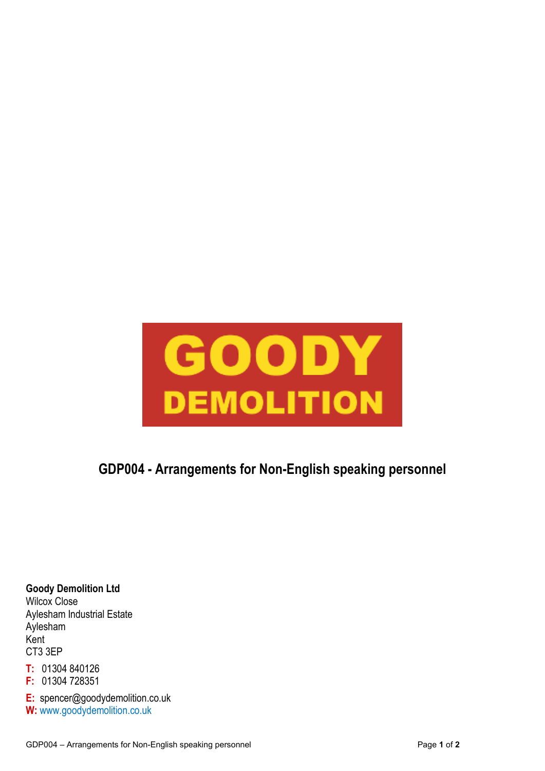**GOODY DEMOLITION**

# GDP004 - Arrangements for Non-English speaking personnel

**Goody Demolition Ltd**
Wilcox Close
Aylesham Industrial Estate
Aylesham
Kent
CT3 3EP

**T:** 01304 840126
**F:** 01304 728351

**E:** spencer@goodydemolition.co.uk
**W:** www.goodydemolition.co.uk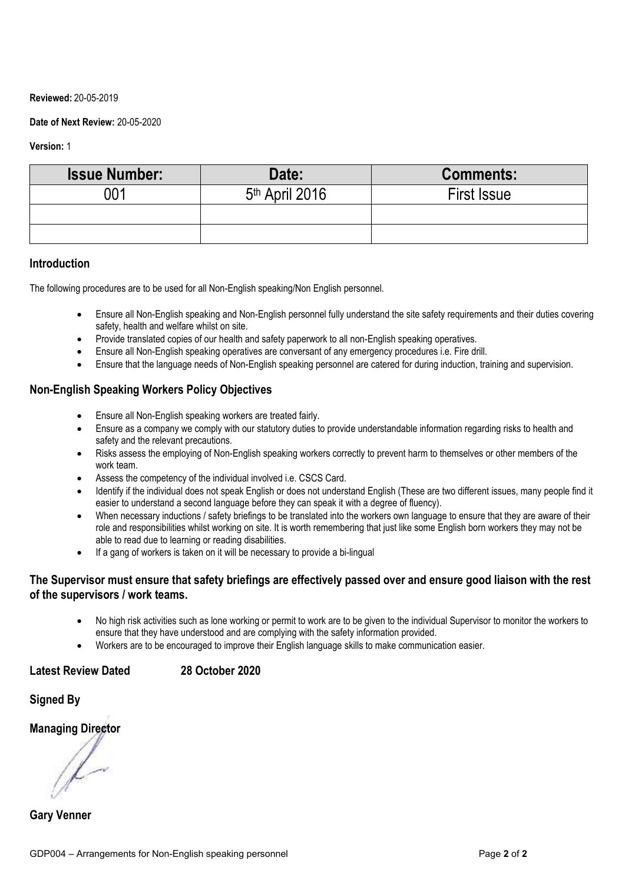**Reviewed:** 20-05-2019

**Date of Next Review:** 20-05-2020

**Version:** 1

| Issue Number: | Date: | Comments: |
| --- | --- | --- |
| 001 | 5th April 2016 | First Issue |
| | | |
| | | |

### Introduction

The following procedures are to be used for all Non-English speaking/Non English personnel.

- Ensure all Non-English speaking and Non-English personnel fully understand the site safety requirements and their duties covering safety, health and welfare whilst on site.
- Provide translated copies of our health and safety paperwork to all non-English speaking operatives.
- Ensure all Non-English speaking operatives are conversant of any emergency procedures i.e. Fire drill.
- Ensure that the language needs of Non-English speaking personnel are catered for during induction, training and supervision.

### Non-English Speaking Workers Policy Objectives

- Ensure all Non-English speaking workers are treated fairly.
- Ensure as a company we comply with our statutory duties to provide understandable information regarding risks to health and safety and the relevant precautions.
- Risks assess the employing of Non-English speaking workers correctly to prevent harm to themselves or other members of the work team.
- Assess the competency of the individual involved i.e. CSCS Card.
- Identify if the individual does not speak English or does not understand English (These are two different issues, many people find it easier to understand a second language before they can speak it with a degree of fluency).
- When necessary inductions / safety briefings to be translated into the workers own language to ensure that they are aware of their role and responsibilities whilst working on site. It is worth remembering that just like some English born workers they may not be able to read due to learning or reading disabilities.
- If a gang of workers is taken on it will be necessary to provide a bi-lingual

### The Supervisor must ensure that safety briefings are effectively passed over and ensure good liaison with the rest of the supervisors / work teams.

- No high risk activities such as lone working or permit to work are to be given to the individual Supervisor to monitor the workers to ensure that they have understood and are complying with the safety information provided.
- Workers are to be encouraged to improve their English language skills to make communication easier.

**Latest Review Dated 28 October 2020**

**Signed By**

**Managing Director**

**Gary Venner**